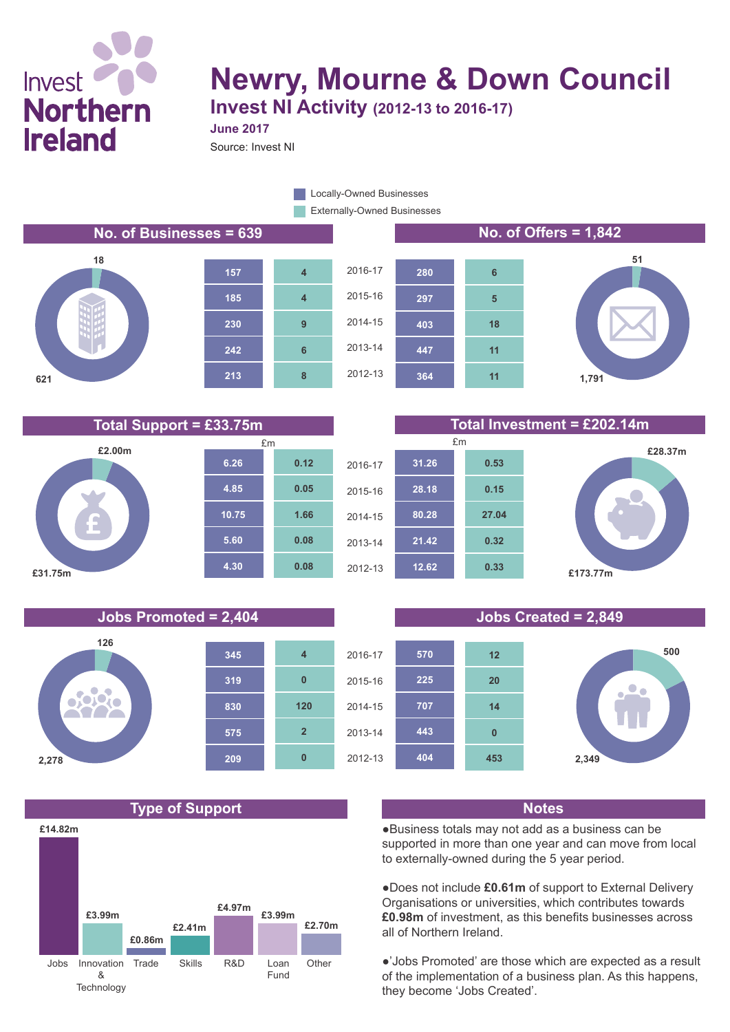# Newry, Mourne & Down Council

## Invest NI Activity (2012-13 to 2016-17)

**June 2017**

Source: Invest NI

Legend: Locally-Owned Businesses / Externally-Owned Businesses

## No. of Businesses = 639

Locally-Owned: 621 | Externally-Owned: 18

| Year | Locally-Owned | Externally-Owned |
|---|---|---|
| 2016-17 | 157 | 4 |
| 2015-16 | 185 | 4 |
| 2014-15 | 230 | 9 |
| 2013-14 | 242 | 6 |
| 2012-13 | 213 | 8 |

## No. of Offers = 1,842

Locally-Owned: 1,791 | Externally-Owned: 51

| Year | Locally-Owned | Externally-Owned |
|---|---|---|
| 2016-17 | 280 | 6 |
| 2015-16 | 297 | 5 |
| 2014-15 | 403 | 18 |
| 2013-14 | 447 | 11 |
| 2012-13 | 364 | 11 |

## Total Support = £33.75m

Locally-Owned: £31.75m | Externally-Owned: £2.00m

| Year | Locally-Owned (£m) | Externally-Owned (£m) |
|---|---|---|
| 2016-17 | 6.26 | 0.12 |
| 2015-16 | 4.85 | 0.05 |
| 2014-15 | 10.75 | 1.66 |
| 2013-14 | 5.60 | 0.08 |
| 2012-13 | 4.30 | 0.08 |

## Total Investment = £202.14m

Locally-Owned: £173.77m | Externally-Owned: £28.37m

| Year | Locally-Owned (£m) | Externally-Owned (£m) |
|---|---|---|
| 2016-17 | 31.26 | 0.53 |
| 2015-16 | 28.18 | 0.15 |
| 2014-15 | 80.28 | 27.04 |
| 2013-14 | 21.42 | 0.32 |
| 2012-13 | 12.62 | 0.33 |

## Jobs Promoted = 2,404

Locally-Owned: 2,278 | Externally-Owned: 126

| Year | Locally-Owned | Externally-Owned |
|---|---|---|
| 2016-17 | 345 | 4 |
| 2015-16 | 319 | 0 |
| 2014-15 | 830 | 120 |
| 2013-14 | 575 | 2 |
| 2012-13 | 209 | 0 |

## Jobs Created = 2,849

Locally-Owned: 2,349 | Externally-Owned: 500

| Year | Locally-Owned | Externally-Owned |
|---|---|---|
| 2016-17 | 570 | 12 |
| 2015-16 | 225 | 20 |
| 2014-15 | 707 | 14 |
| 2013-14 | 443 | 0 |
| 2012-13 | 404 | 453 |

## Type of Support

| Type | Amount |
|---|---|
| Jobs | £14.82m |
| Innovation & Technology | £3.99m |
| Trade | £0.86m |
| Skills | £2.41m |
| R&D | £4.97m |
| Loan Fund | £3.99m |
| Other | £2.70m |

## Notes

- Business totals may not add as a business can be supported in more than one year and can move from local to externally-owned during the 5 year period.
- Does not include **£0.61m** of support to External Delivery Organisations or universities, which contributes towards **£0.98m** of investment, as this benefits businesses across all of Northern Ireland.
- 'Jobs Promoted' are those which are expected as a result of the implementation of a business plan. As this happens, they become 'Jobs Created'.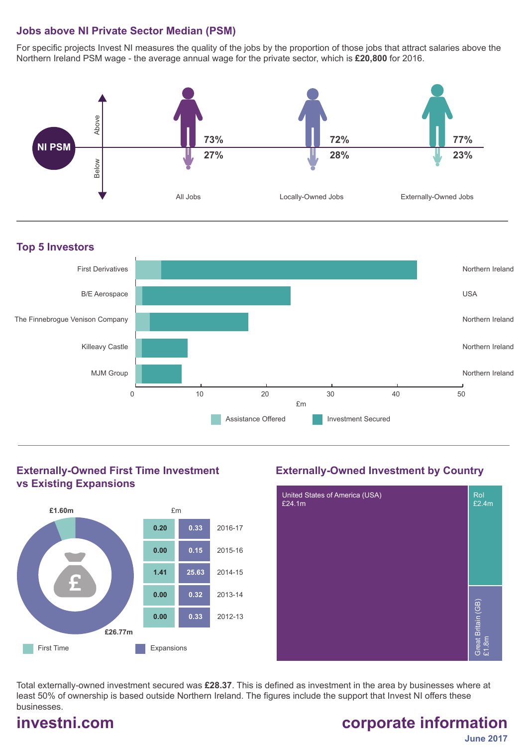## Jobs above NI Private Sector Median (PSM)

For specific projects Invest NI measures the quality of the jobs by the proportion of those jobs that attract salaries above the Northern Ireland PSM wage - the average annual wage for the private sector, which is **£20,800** for 2016.

NI PSM

Above

Below

73%
27%
All Jobs

72%
28%
Locally-Owned Jobs

77%
23%
Externally-Owned Jobs

## Top 5 Investors

First Derivatives — Northern Ireland
B/E Aerospace — USA
The Finnebrogue Venison Company — Northern Ireland
Killeavy Castle — Northern Ireland
MJM Group — Northern Ireland

0 10 20 30 40 50
£m

Assistance Offered
Investment Secured

## Externally-Owned First Time Investment vs Existing Expansions

£1.60m
£26.77m

First Time
Expansions

£m

| First Time | Expansions | |
|---|---|---|
| 0.20 | 0.33 | 2016-17 |
| 0.00 | 0.15 | 2015-16 |
| 1.41 | 25.63 | 2014-15 |
| 0.00 | 0.32 | 2013-14 |
| 0.00 | 0.33 | 2012-13 |

## Externally-Owned Investment by Country

United States of America (USA)
£24.1m

RoI
£2.4m

Great Britain (GB)
£1.8m

Total externally-owned investment secured was **£28.37**. This is defined as investment in the area by businesses where at least 50% of ownership is based outside Northern Ireland. The figures include the support that Invest NI offers these businesses.

**investni.com**

**corporate information**

June 2017